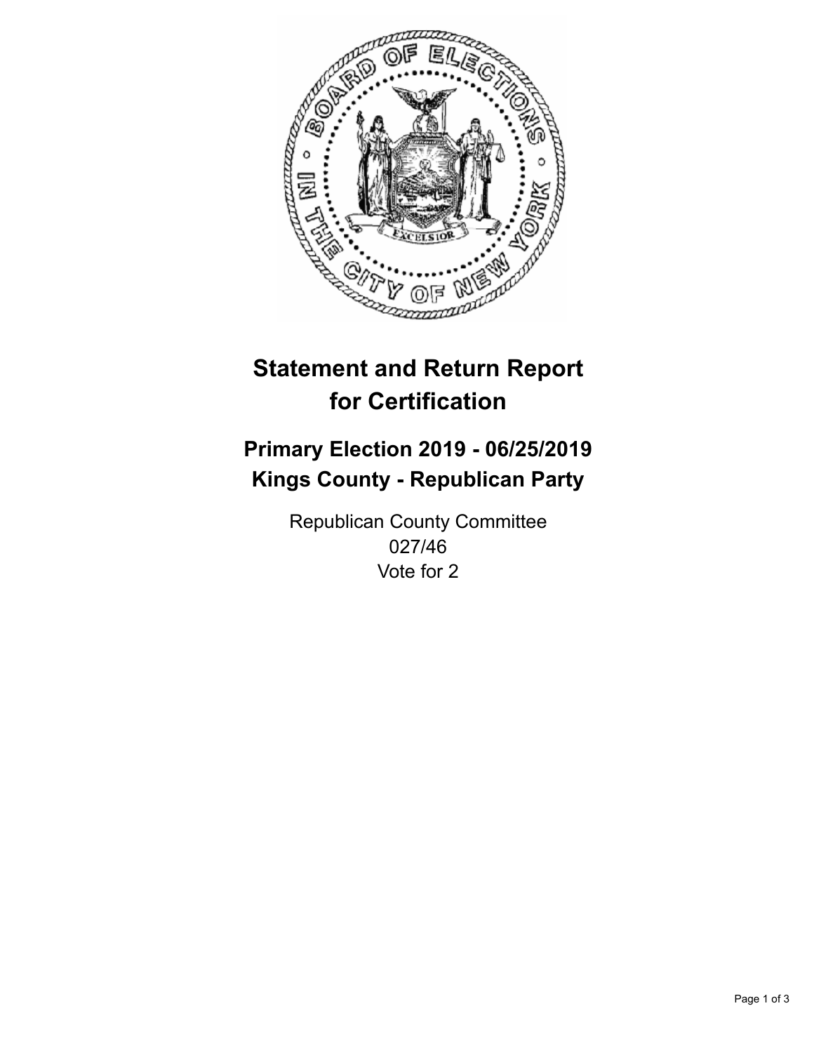# Statement and Return Report for Certification

## Primary Election 2019 - 06/25/2019
## Kings County - Republican Party

Republican County Committee
027/46
Vote for 2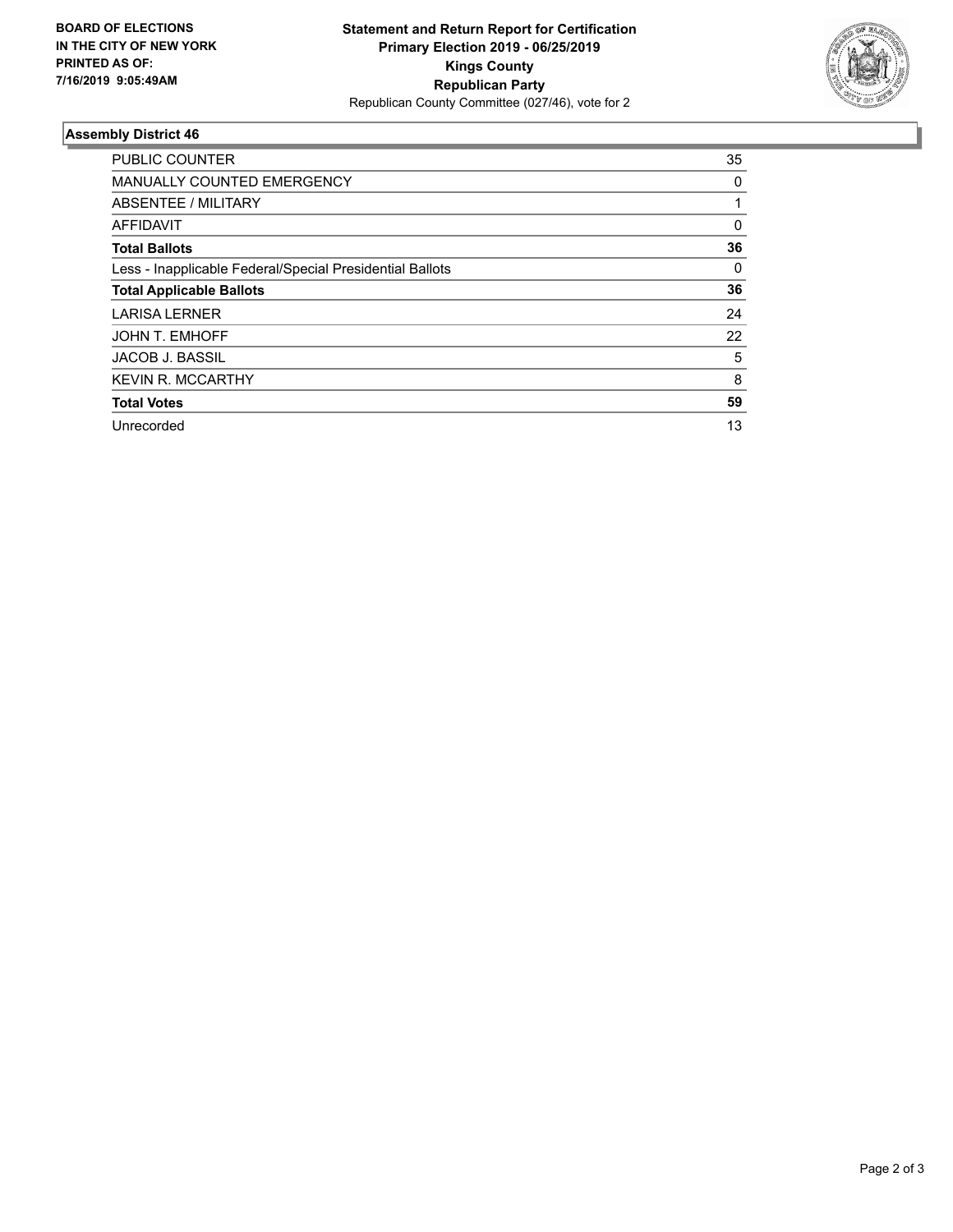**BOARD OF ELECTIONS IN THE CITY OF NEW YORK PRINTED AS OF: 7/16/2019 9:05:49AM**

**Statement and Return Report for Certification**
**Primary Election 2019 - 06/25/2019**
**Kings County**
**Republican Party**
Republican County Committee (027/46), vote for 2

## Assembly District 46

| | |
|---|---|
| PUBLIC COUNTER | 35 |
| MANUALLY COUNTED EMERGENCY | 0 |
| ABSENTEE / MILITARY | 1 |
| AFFIDAVIT | 0 |
| **Total Ballots** | **36** |
| Less - Inapplicable Federal/Special Presidential Ballots | 0 |
| **Total Applicable Ballots** | **36** |
| LARISA LERNER | 24 |
| JOHN T. EMHOFF | 22 |
| JACOB J. BASSIL | 5 |
| KEVIN R. MCCARTHY | 8 |
| **Total Votes** | **59** |
| Unrecorded | 13 |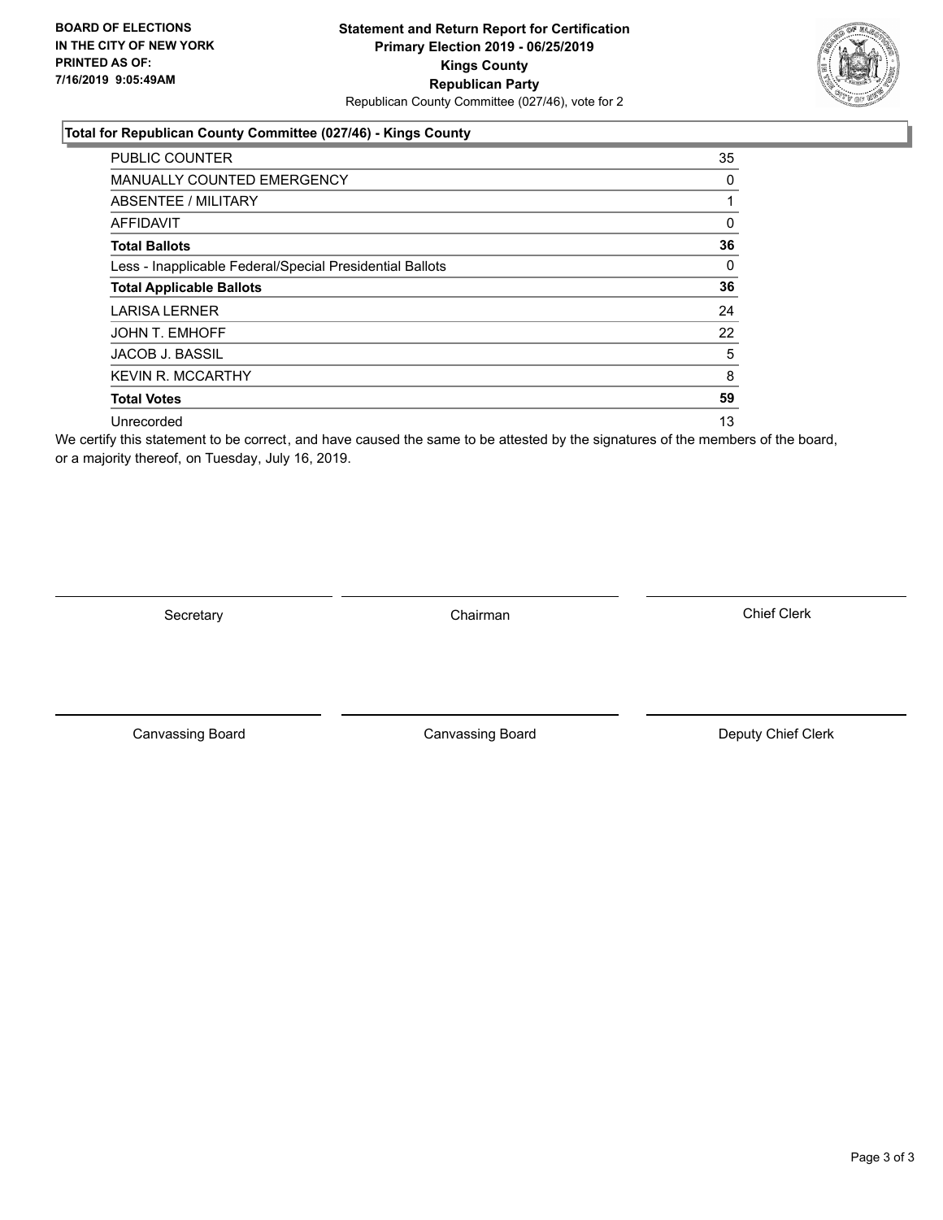**BOARD OF ELECTIONS IN THE CITY OF NEW YORK PRINTED AS OF: 7/16/2019 9:05:49AM**

**Statement and Return Report for Certification Primary Election 2019 - 06/25/2019 Kings County Republican Party**

Republican County Committee (027/46), vote for 2

### Total for Republican County Committee (027/46) - Kings County

| | |
|---|---|
| PUBLIC COUNTER | 35 |
| MANUALLY COUNTED EMERGENCY | 0 |
| ABSENTEE / MILITARY | 1 |
| AFFIDAVIT | 0 |
| **Total Ballots** | **36** |
| Less - Inapplicable Federal/Special Presidential Ballots | 0 |
| **Total Applicable Ballots** | **36** |
| LARISA LERNER | 24 |
| JOHN T. EMHOFF | 22 |
| JACOB J. BASSIL | 5 |
| KEVIN R. MCCARTHY | 8 |
| **Total Votes** | **59** |
| Unrecorded | 13 |

We certify this statement to be correct, and have caused the same to be attested by the signatures of the members of the board, or a majority thereof, on Tuesday, July 16, 2019.

Secretary

Chairman

Chief Clerk

Canvassing Board

Canvassing Board

Deputy Chief Clerk